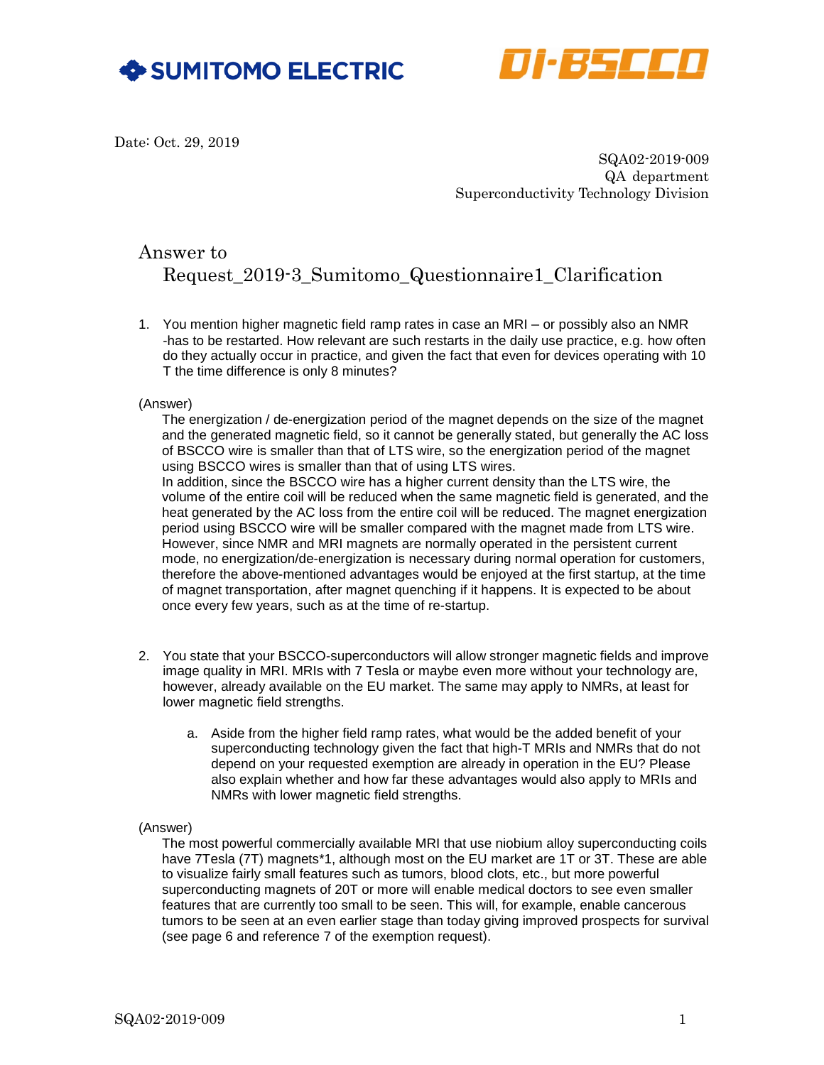SUMITOMO ELECTRIC

DI-BSCCO

Date: Oct. 29, 2019

SQA02-2019-009
QA department
Superconductivity Technology Division

# Answer to Request_2019-3_Sumitomo_Questionnaire1_Clarification

1. You mention higher magnetic field ramp rates in case an MRI – or possibly also an NMR -has to be restarted. How relevant are such restarts in the daily use practice, e.g. how often do they actually occur in practice, and given the fact that even for devices operating with 10 T the time difference is only 8 minutes?

(Answer)

The energization / de-energization period of the magnet depends on the size of the magnet and the generated magnetic field, so it cannot be generally stated, but generally the AC loss of BSCCO wire is smaller than that of LTS wire, so the energization period of the magnet using BSCCO wires is smaller than that of using LTS wires.
In addition, since the BSCCO wire has a higher current density than the LTS wire, the volume of the entire coil will be reduced when the same magnetic field is generated, and the heat generated by the AC loss from the entire coil will be reduced. The magnet energization period using BSCCO wire will be smaller compared with the magnet made from LTS wire.
However, since NMR and MRI magnets are normally operated in the persistent current mode, no energization/de-energization is necessary during normal operation for customers, therefore the above-mentioned advantages would be enjoyed at the first startup, at the time of magnet transportation, after magnet quenching if it happens. It is expected to be about once every few years, such as at the time of re-startup.

2. You state that your BSCCO-superconductors will allow stronger magnetic fields and improve image quality in MRI. MRIs with 7 Tesla or maybe even more without your technology are, however, already available on the EU market. The same may apply to NMRs, at least for lower magnetic field strengths.

   a. Aside from the higher field ramp rates, what would be the added benefit of your superconducting technology given the fact that high-T MRIs and NMRs that do not depend on your requested exemption are already in operation in the EU? Please also explain whether and how far these advantages would also apply to MRIs and NMRs with lower magnetic field strengths.

(Answer)

The most powerful commercially available MRI that use niobium alloy superconducting coils have 7Tesla (7T) magnets*1, although most on the EU market are 1T or 3T. These are able to visualize fairly small features such as tumors, blood clots, etc., but more powerful superconducting magnets of 20T or more will enable medical doctors to see even smaller features that are currently too small to be seen. This will, for example, enable cancerous tumors to be seen at an even earlier stage than today giving improved prospects for survival (see page 6 and reference 7 of the exemption request).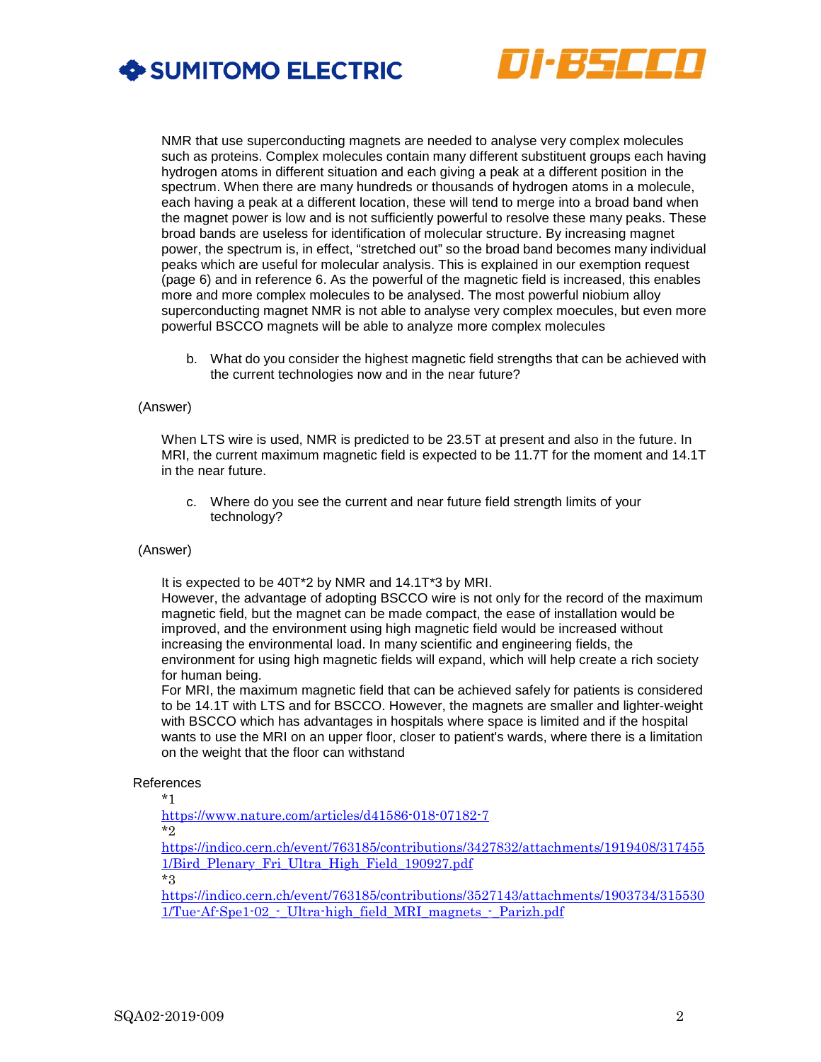NMR that use superconducting magnets are needed to analyse very complex molecules such as proteins. Complex molecules contain many different substituent groups each having hydrogen atoms in different situation and each giving a peak at a different position in the spectrum. When there are many hundreds or thousands of hydrogen atoms in a molecule, each having a peak at a different location, these will tend to merge into a broad band when the magnet power is low and is not sufficiently powerful to resolve these many peaks. These broad bands are useless for identification of molecular structure. By increasing magnet power, the spectrum is, in effect, "stretched out" so the broad band becomes many individual peaks which are useful for molecular analysis. This is explained in our exemption request (page 6) and in reference 6. As the powerful of the magnetic field is increased, this enables more and more complex molecules to be analysed. The most powerful niobium alloy superconducting magnet NMR is not able to analyse very complex moecules, but even more powerful BSCCO magnets will be able to analyze more complex molecules

b. What do you consider the highest magnetic field strengths that can be achieved with the current technologies now and in the near future?

(Answer)

When LTS wire is used, NMR is predicted to be 23.5T at present and also in the future. In MRI, the current maximum magnetic field is expected to be 11.7T for the moment and 14.1T in the near future.

c. Where do you see the current and near future field strength limits of your technology?

(Answer)

It is expected to be 40T*2 by NMR and 14.1T*3 by MRI.
However, the advantage of adopting BSCCO wire is not only for the record of the maximum magnetic field, but the magnet can be made compact, the ease of installation would be improved, and the environment using high magnetic field would be increased without increasing the environmental load. In many scientific and engineering fields, the environment for using high magnetic fields will expand, which will help create a rich society for human being.
For MRI, the maximum magnetic field that can be achieved safely for patients is considered to be 14.1T with LTS and for BSCCO. However, the magnets are smaller and lighter-weight with BSCCO which has advantages in hospitals where space is limited and if the hospital wants to use the MRI on an upper floor, closer to patient's wards, where there is a limitation on the weight that the floor can withstand

References

*1
https://www.nature.com/articles/d41586-018-07182-7

*2
https://indico.cern.ch/event/763185/contributions/3427832/attachments/1919408/3174551/Bird_Plenary_Fri_Ultra_High_Field_190927.pdf

*3
https://indico.cern.ch/event/763185/contributions/3527143/attachments/1903734/3155301/Tue-Af-Spe1-02_-_Ultra-high_field_MRI_magnets_-_Parizh.pdf